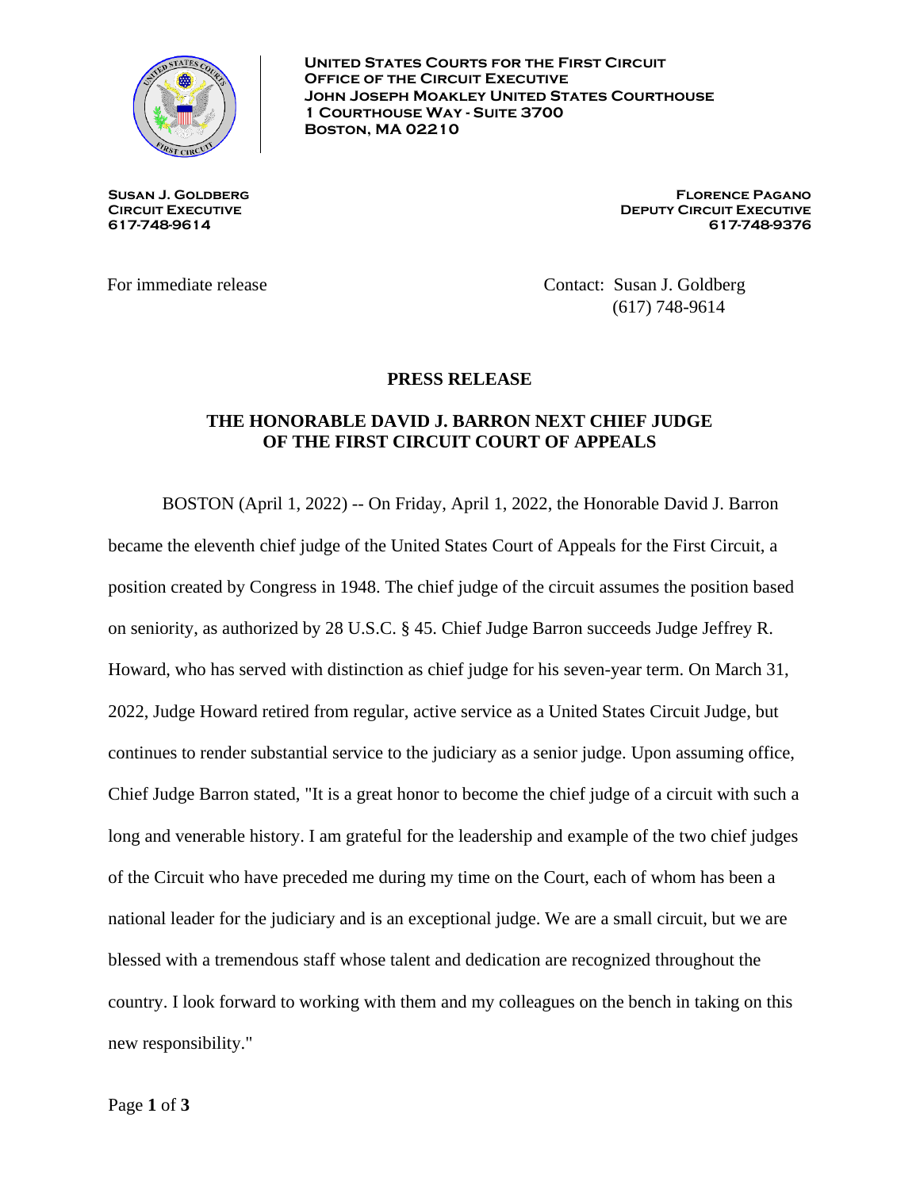**UNITED STATES COURTS FOR THE FIRST CIRCUIT**
**OFFICE OF THE CIRCUIT EXECUTIVE**
**JOHN JOSEPH MOAKLEY UNITED STATES COURTHOUSE**
**1 COURTHOUSE WAY - SUITE 3700**
**BOSTON, MA 02210**

**SUSAN J. GOLDBERG**
**CIRCUIT EXECUTIVE**
**617-748-9614**

**FLORENCE PAGANO**
**DEPUTY CIRCUIT EXECUTIVE**
**617-748-9376**

For immediate release

Contact: Susan J. Goldberg
(617) 748-9614

## PRESS RELEASE

## THE HONORABLE DAVID J. BARRON NEXT CHIEF JUDGE OF THE FIRST CIRCUIT COURT OF APPEALS

BOSTON (April 1, 2022) -- On Friday, April 1, 2022, the Honorable David J. Barron became the eleventh chief judge of the United States Court of Appeals for the First Circuit, a position created by Congress in 1948. The chief judge of the circuit assumes the position based on seniority, as authorized by 28 U.S.C. § 45. Chief Judge Barron succeeds Judge Jeffrey R. Howard, who has served with distinction as chief judge for his seven-year term. On March 31, 2022, Judge Howard retired from regular, active service as a United States Circuit Judge, but continues to render substantial service to the judiciary as a senior judge. Upon assuming office, Chief Judge Barron stated, "It is a great honor to become the chief judge of a circuit with such a long and venerable history. I am grateful for the leadership and example of the two chief judges of the Circuit who have preceded me during my time on the Court, each of whom has been a national leader for the judiciary and is an exceptional judge. We are a small circuit, but we are blessed with a tremendous staff whose talent and dedication are recognized throughout the country. I look forward to working with them and my colleagues on the bench in taking on this new responsibility."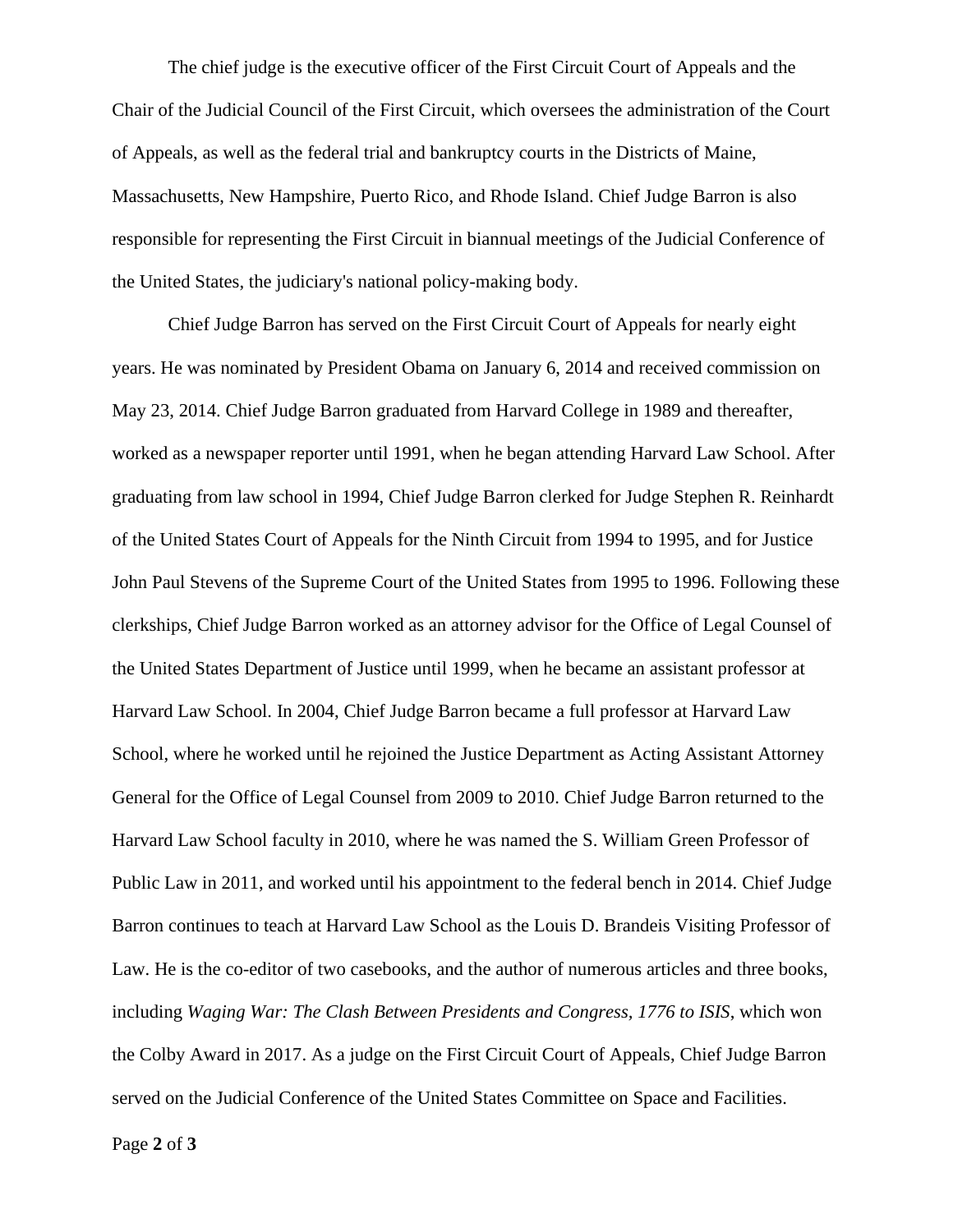The chief judge is the executive officer of the First Circuit Court of Appeals and the Chair of the Judicial Council of the First Circuit, which oversees the administration of the Court of Appeals, as well as the federal trial and bankruptcy courts in the Districts of Maine, Massachusetts, New Hampshire, Puerto Rico, and Rhode Island. Chief Judge Barron is also responsible for representing the First Circuit in biannual meetings of the Judicial Conference of the United States, the judiciary's national policy-making body.

Chief Judge Barron has served on the First Circuit Court of Appeals for nearly eight years. He was nominated by President Obama on January 6, 2014 and received commission on May 23, 2014. Chief Judge Barron graduated from Harvard College in 1989 and thereafter, worked as a newspaper reporter until 1991, when he began attending Harvard Law School. After graduating from law school in 1994, Chief Judge Barron clerked for Judge Stephen R. Reinhardt of the United States Court of Appeals for the Ninth Circuit from 1994 to 1995, and for Justice John Paul Stevens of the Supreme Court of the United States from 1995 to 1996. Following these clerkships, Chief Judge Barron worked as an attorney advisor for the Office of Legal Counsel of the United States Department of Justice until 1999, when he became an assistant professor at Harvard Law School. In 2004, Chief Judge Barron became a full professor at Harvard Law School, where he worked until he rejoined the Justice Department as Acting Assistant Attorney General for the Office of Legal Counsel from 2009 to 2010. Chief Judge Barron returned to the Harvard Law School faculty in 2010, where he was named the S. William Green Professor of Public Law in 2011, and worked until his appointment to the federal bench in 2014. Chief Judge Barron continues to teach at Harvard Law School as the Louis D. Brandeis Visiting Professor of Law. He is the co-editor of two casebooks, and the author of numerous articles and three books, including *Waging War: The Clash Between Presidents and Congress, 1776 to ISIS*, which won the Colby Award in 2017. As a judge on the First Circuit Court of Appeals, Chief Judge Barron served on the Judicial Conference of the United States Committee on Space and Facilities.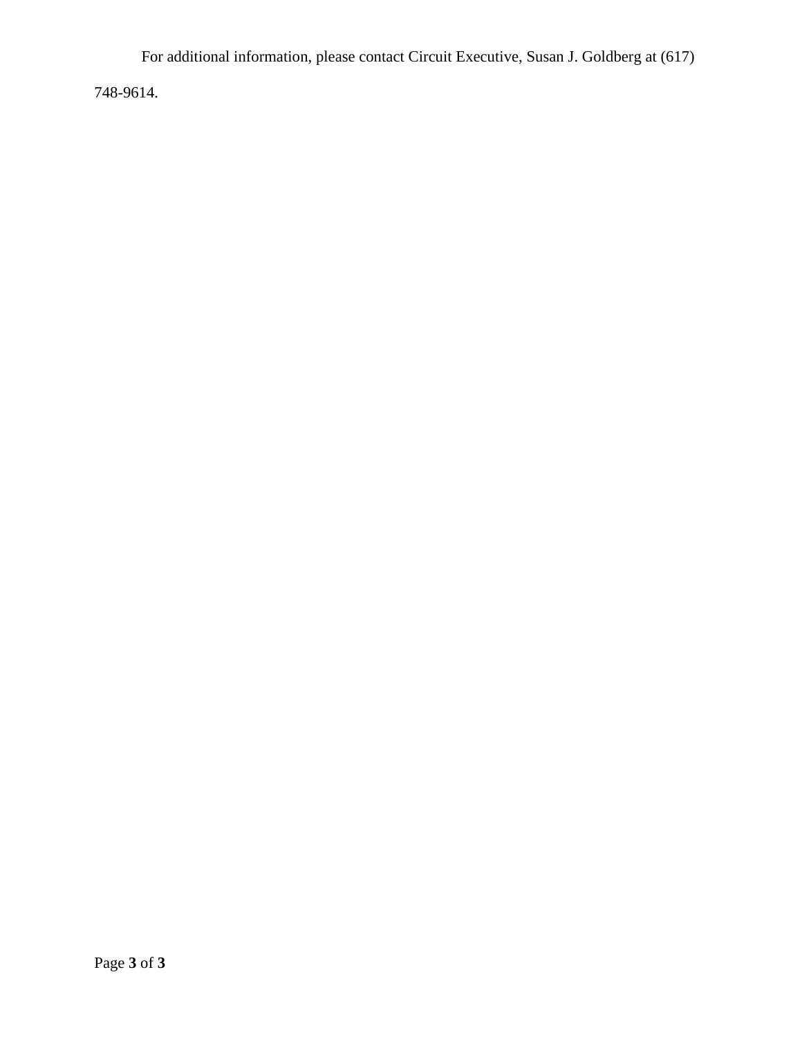For additional information, please contact Circuit Executive, Susan J. Goldberg at (617) 748-9614.